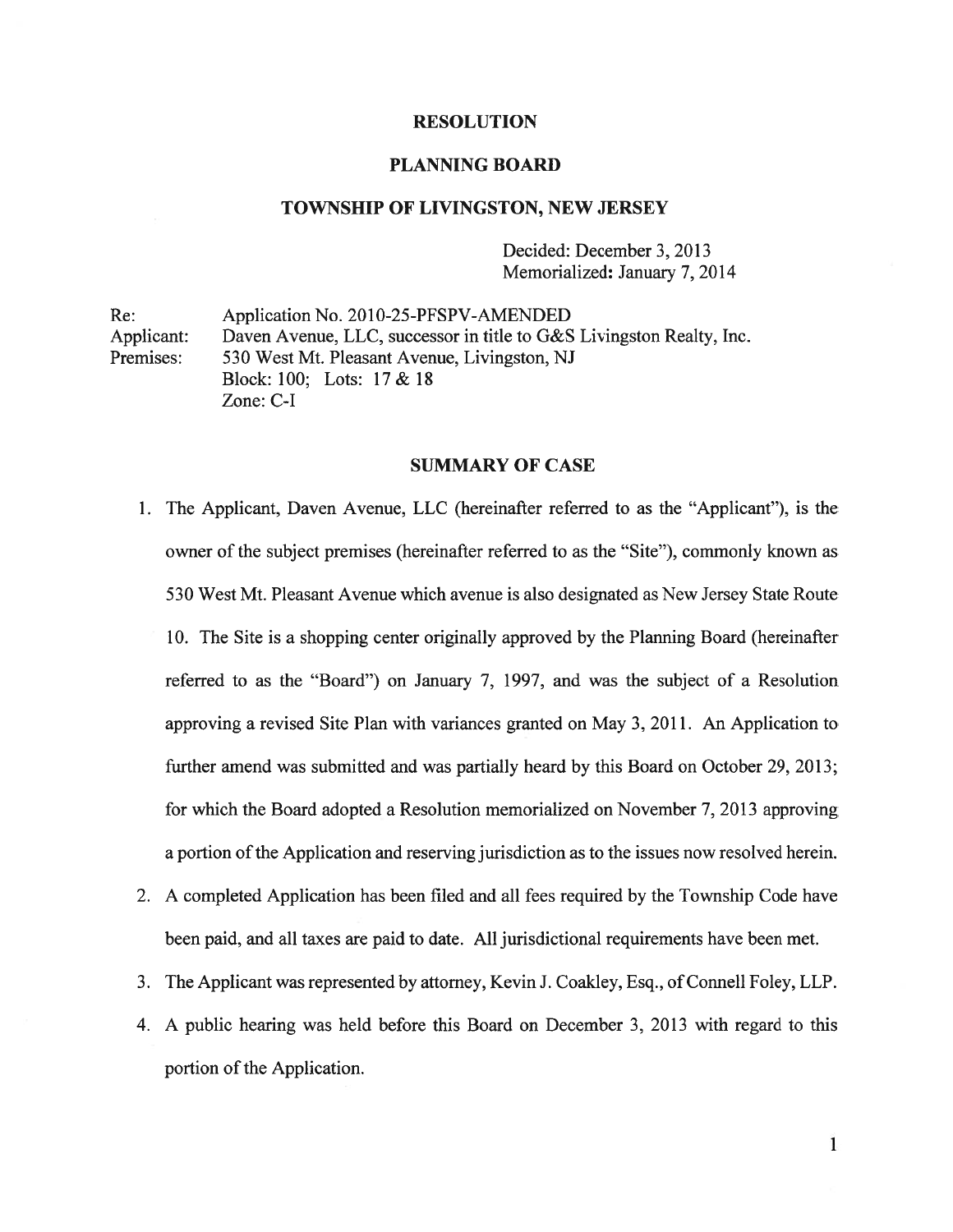# RESOLUTION

## PLANNING BOARD

## TOWNSHIP OF LIVINGSTON, NEW JERSEY

Decided: December 3, 2013
Memorialized: January 7, 2014

Re: Application No. 2010-25-PFSPV-AMENDED
Applicant: Daven Avenue, LLC, successor in title to G&S Livingston Realty, Inc.
Premises: 530 West Mt. Pleasant Avenue, Livingston, NJ
Block: 100; Lots: 17 & 18
Zone: C-I

## SUMMARY OF CASE

1. The Applicant, Daven Avenue, LLC (hereinafter referred to as the "Applicant"), is the owner of the subject premises (hereinafter referred to as the "Site"), commonly known as 530 West Mt. Pleasant Avenue which avenue is also designated as New Jersey State Route 10. The Site is a shopping center originally approved by the Planning Board (hereinafter referred to as the "Board") on January 7, 1997, and was the subject of a Resolution approving a revised Site Plan with variances granted on May 3, 2011. An Application to further amend was submitted and was partially heard by this Board on October 29, 2013; for which the Board adopted a Resolution memorialized on November 7, 2013 approving a portion of the Application and reserving jurisdiction as to the issues now resolved herein.
2. A completed Application has been filed and all fees required by the Township Code have been paid, and all taxes are paid to date. All jurisdictional requirements have been met.
3. The Applicant was represented by attorney, Kevin J. Coakley, Esq., of Connell Foley, LLP.
4. A public hearing was held before this Board on December 3, 2013 with regard to this portion of the Application.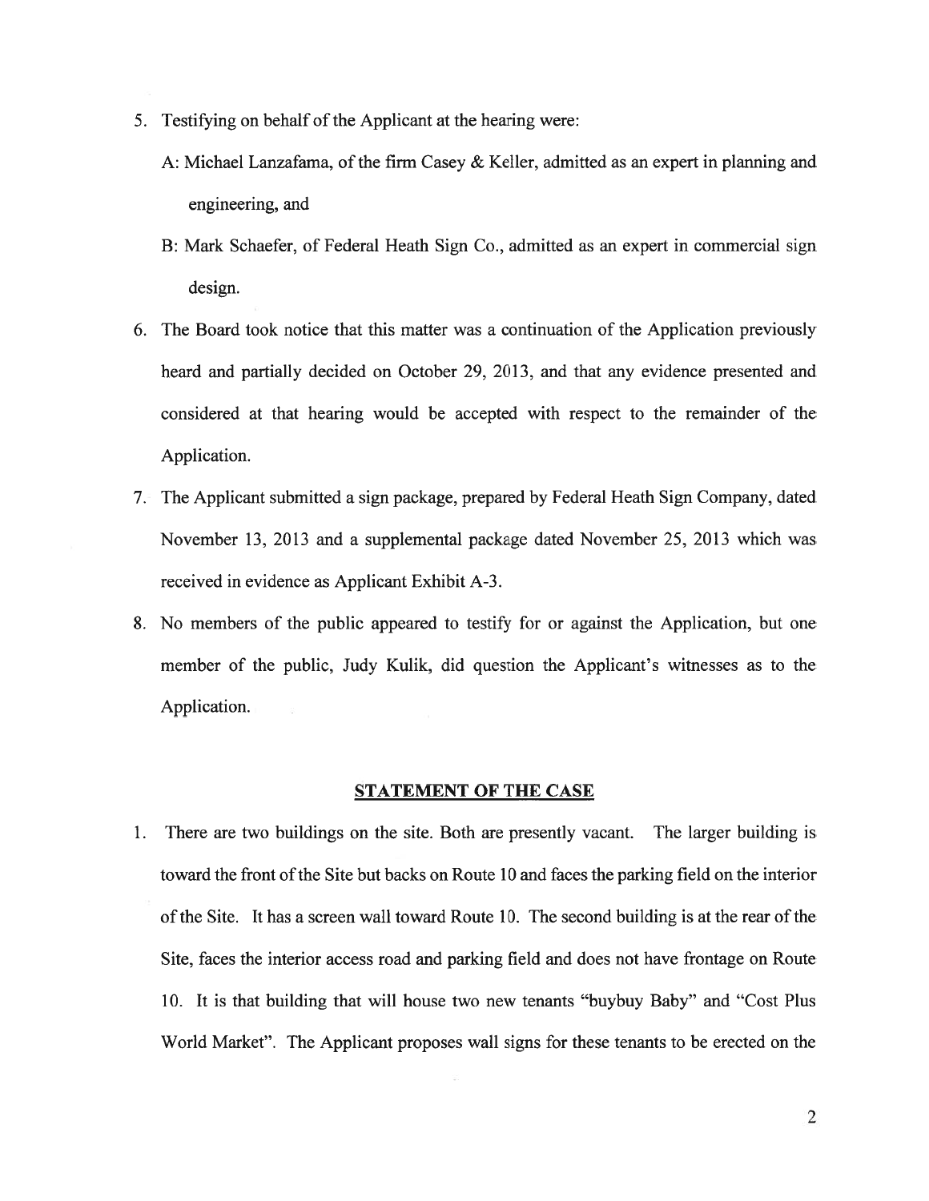5. Testifying on behalf of the Applicant at the hearing were:

   A: Michael Lanzafama, of the firm Casey & Keller, admitted as an expert in planning and engineering, and

   B: Mark Schaefer, of Federal Heath Sign Co., admitted as an expert in commercial sign design.

6. The Board took notice that this matter was a continuation of the Application previously heard and partially decided on October 29, 2013, and that any evidence presented and considered at that hearing would be accepted with respect to the remainder of the Application.

7. The Applicant submitted a sign package, prepared by Federal Heath Sign Company, dated November 13, 2013 and a supplemental package dated November 25, 2013 which was received in evidence as Applicant Exhibit A-3.

8. No members of the public appeared to testify for or against the Application, but one member of the public, Judy Kulik, did question the Applicant's witnesses as to the Application.

## STATEMENT OF THE CASE

1. There are two buildings on the site. Both are presently vacant. The larger building is toward the front of the Site but backs on Route 10 and faces the parking field on the interior of the Site. It has a screen wall toward Route 10. The second building is at the rear of the Site, faces the interior access road and parking field and does not have frontage on Route 10. It is that building that will house two new tenants "buybuy Baby" and "Cost Plus World Market". The Applicant proposes wall signs for these tenants to be erected on the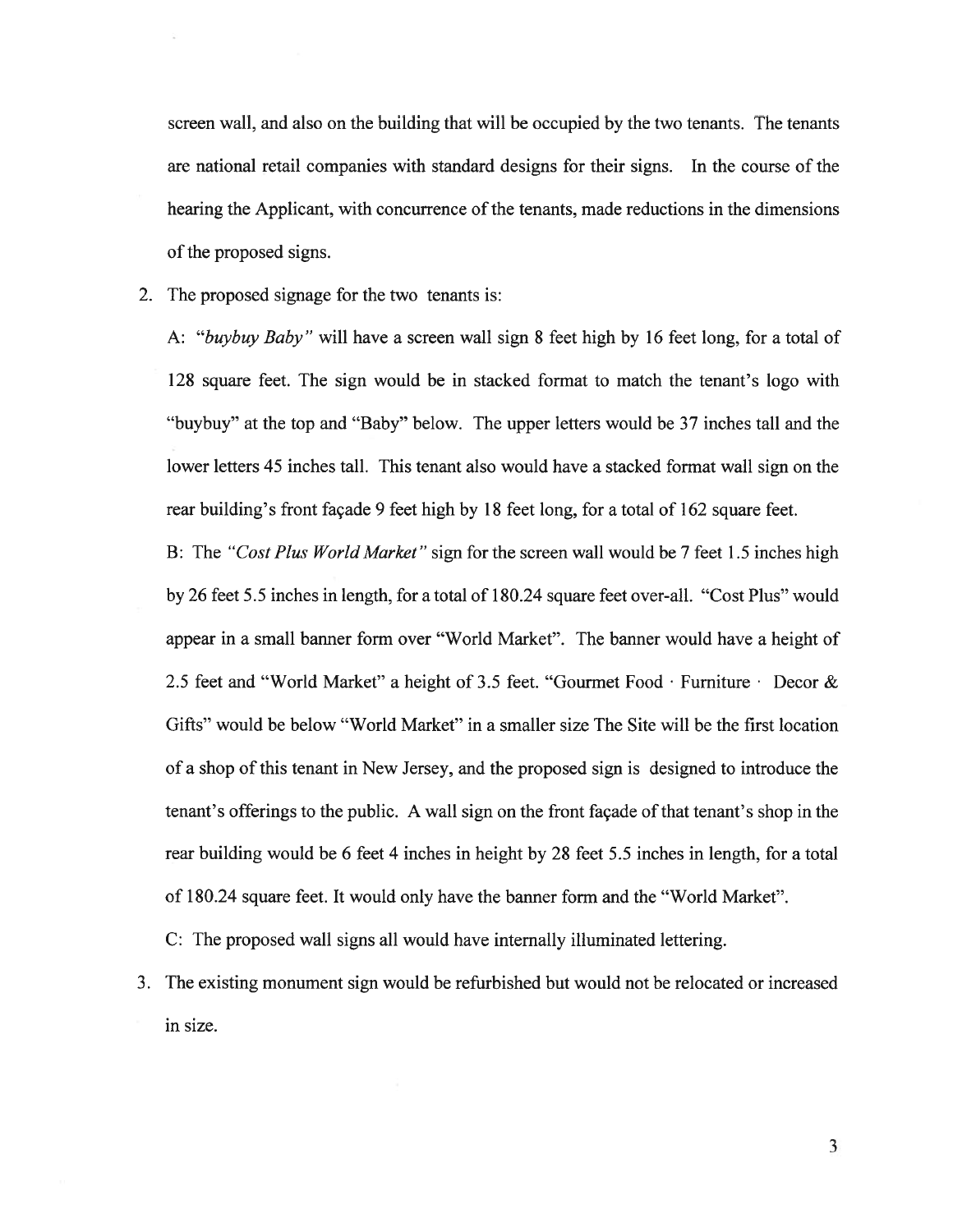screen wall, and also on the building that will be occupied by the two tenants. The tenants are national retail companies with standard designs for their signs. In the course of the hearing the Applicant, with concurrence of the tenants, made reductions in the dimensions of the proposed signs.

2. The proposed signage for the two tenants is:

   A: *"buybuy Baby"* will have a screen wall sign 8 feet high by 16 feet long, for a total of 128 square feet. The sign would be in stacked format to match the tenant's logo with "buybuy" at the top and "Baby" below. The upper letters would be 37 inches tall and the lower letters 45 inches tall. This tenant also would have a stacked format wall sign on the rear building's front façade 9 feet high by 18 feet long, for a total of 162 square feet.

   B: The *"Cost Plus World Market"* sign for the screen wall would be 7 feet 1.5 inches high by 26 feet 5.5 inches in length, for a total of 180.24 square feet over-all. "Cost Plus" would appear in a small banner form over "World Market". The banner would have a height of 2.5 feet and "World Market" a height of 3.5 feet. "Gourmet Food · Furniture · Decor & Gifts" would be below "World Market" in a smaller size The Site will be the first location of a shop of this tenant in New Jersey, and the proposed sign is designed to introduce the tenant's offerings to the public. A wall sign on the front façade of that tenant's shop in the rear building would be 6 feet 4 inches in height by 28 feet 5.5 inches in length, for a total of 180.24 square feet. It would only have the banner form and the "World Market".

   C: The proposed wall signs all would have internally illuminated lettering.

3. The existing monument sign would be refurbished but would not be relocated or increased in size.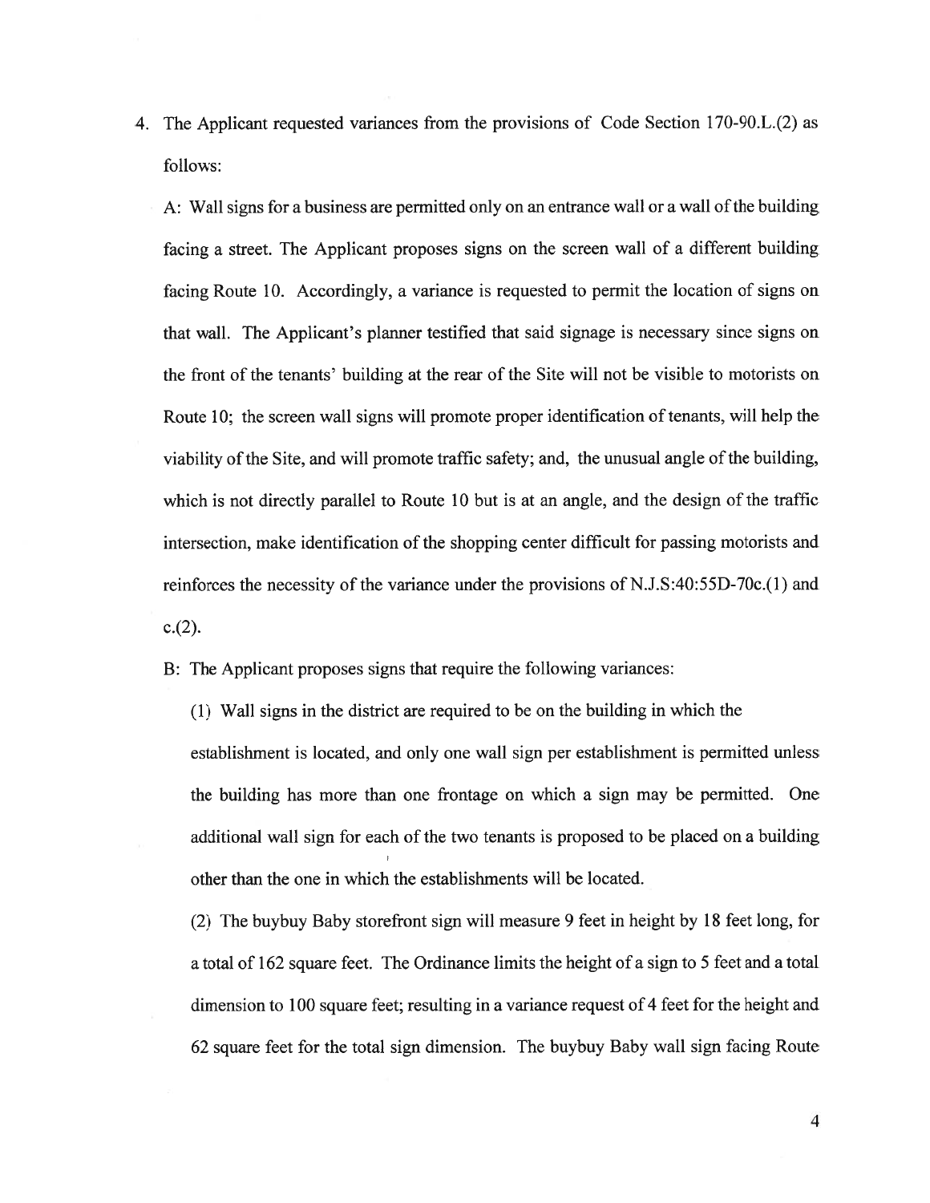4. The Applicant requested variances from the provisions of Code Section 170-90.L.(2) as follows:

   A: Wall signs for a business are permitted only on an entrance wall or a wall of the building facing a street. The Applicant proposes signs on the screen wall of a different building facing Route 10. Accordingly, a variance is requested to permit the location of signs on that wall. The Applicant's planner testified that said signage is necessary since signs on the front of the tenants' building at the rear of the Site will not be visible to motorists on Route 10; the screen wall signs will promote proper identification of tenants, will help the viability of the Site, and will promote traffic safety; and, the unusual angle of the building, which is not directly parallel to Route 10 but is at an angle, and the design of the traffic intersection, make identification of the shopping center difficult for passing motorists and reinforces the necessity of the variance under the provisions of N.J.S:40:55D-70c.(1) and c.(2).

   B: The Applicant proposes signs that require the following variances:

   (1) Wall signs in the district are required to be on the building in which the establishment is located, and only one wall sign per establishment is permitted unless the building has more than one frontage on which a sign may be permitted. One additional wall sign for each of the two tenants is proposed to be placed on a building other than the one in which the establishments will be located.

   (2) The buybuy Baby storefront sign will measure 9 feet in height by 18 feet long, for a total of 162 square feet. The Ordinance limits the height of a sign to 5 feet and a total dimension to 100 square feet; resulting in a variance request of 4 feet for the height and 62 square feet for the total sign dimension. The buybuy Baby wall sign facing Route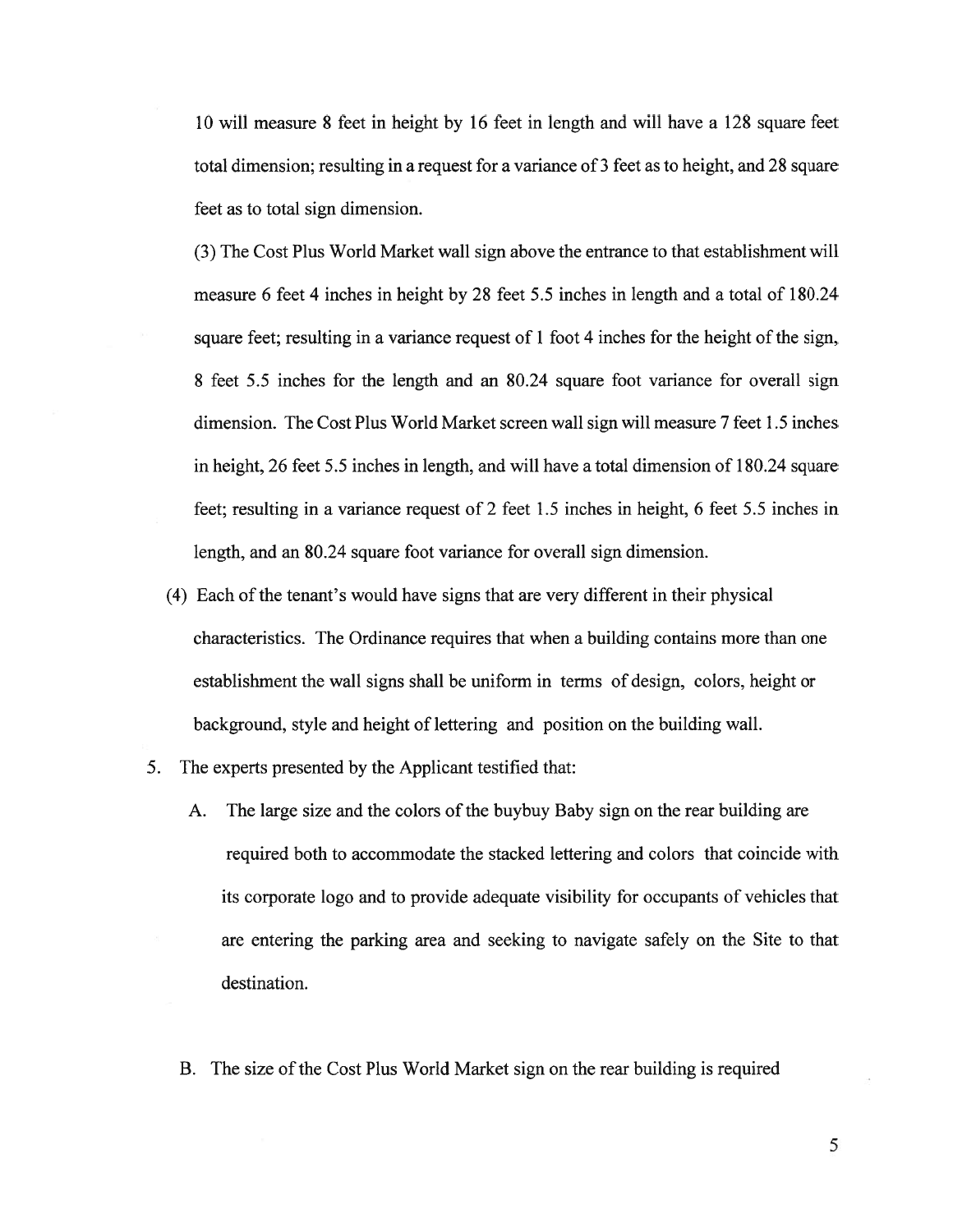10 will measure 8 feet in height by 16 feet in length and will have a 128 square feet total dimension; resulting in a request for a variance of 3 feet as to height, and 28 square feet as to total sign dimension.

(3) The Cost Plus World Market wall sign above the entrance to that establishment will measure 6 feet 4 inches in height by 28 feet 5.5 inches in length and a total of 180.24 square feet; resulting in a variance request of 1 foot 4 inches for the height of the sign, 8 feet 5.5 inches for the length and an 80.24 square foot variance for overall sign dimension. The Cost Plus World Market screen wall sign will measure 7 feet 1.5 inches in height, 26 feet 5.5 inches in length, and will have a total dimension of 180.24 square feet; resulting in a variance request of 2 feet 1.5 inches in height, 6 feet 5.5 inches in length, and an 80.24 square foot variance for overall sign dimension.

(4) Each of the tenant's would have signs that are very different in their physical characteristics. The Ordinance requires that when a building contains more than one establishment the wall signs shall be uniform in terms of design, colors, height or background, style and height of lettering and position on the building wall.

5. The experts presented by the Applicant testified that:

   A. The large size and the colors of the buybuy Baby sign on the rear building are required both to accommodate the stacked lettering and colors that coincide with its corporate logo and to provide adequate visibility for occupants of vehicles that are entering the parking area and seeking to navigate safely on the Site to that destination.

   B. The size of the Cost Plus World Market sign on the rear building is required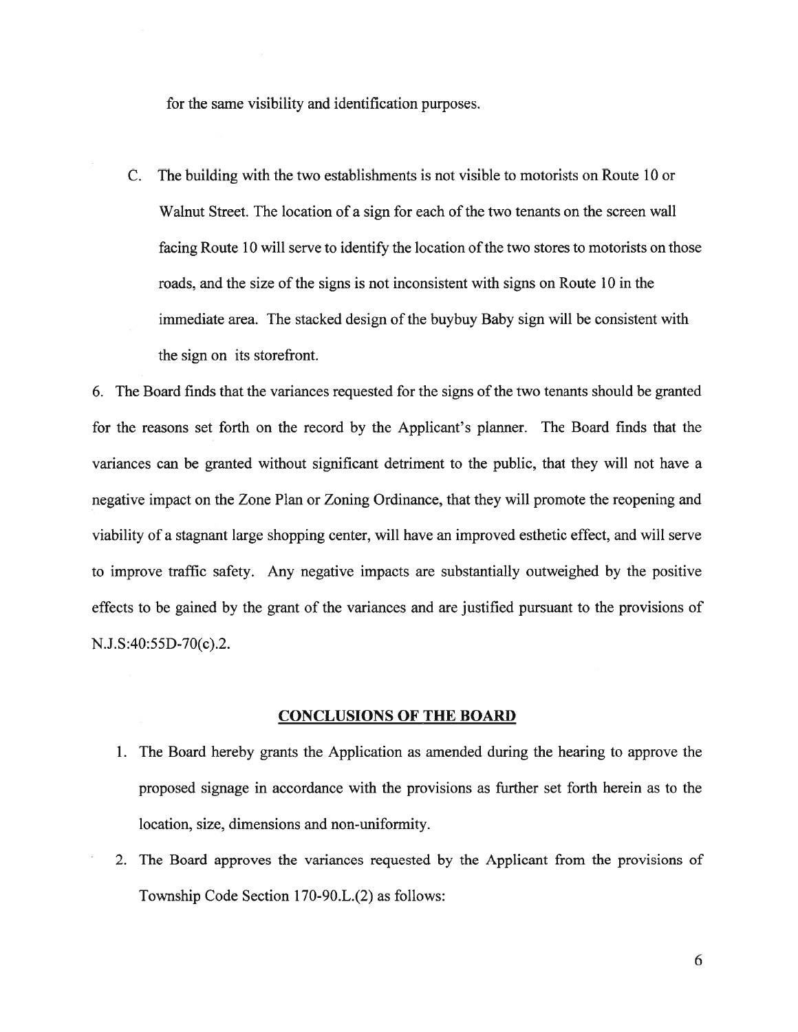for the same visibility and identification purposes.

C. The building with the two establishments is not visible to motorists on Route 10 or Walnut Street. The location of a sign for each of the two tenants on the screen wall facing Route 10 will serve to identify the location of the two stores to motorists on those roads, and the size of the signs is not inconsistent with signs on Route 10 in the immediate area. The stacked design of the buybuy Baby sign will be consistent with the sign on its storefront.

6. The Board finds that the variances requested for the signs of the two tenants should be granted for the reasons set forth on the record by the Applicant's planner. The Board finds that the variances can be granted without significant detriment to the public, that they will not have a negative impact on the Zone Plan or Zoning Ordinance, that they will promote the reopening and viability of a stagnant large shopping center, will have an improved esthetic effect, and will serve to improve traffic safety. Any negative impacts are substantially outweighed by the positive effects to be gained by the grant of the variances and are justified pursuant to the provisions of N.J.S:40:55D-70(c).2.

## CONCLUSIONS OF THE BOARD

1. The Board hereby grants the Application as amended during the hearing to approve the proposed signage in accordance with the provisions as further set forth herein as to the location, size, dimensions and non-uniformity.
2. The Board approves the variances requested by the Applicant from the provisions of Township Code Section 170-90.L.(2) as follows: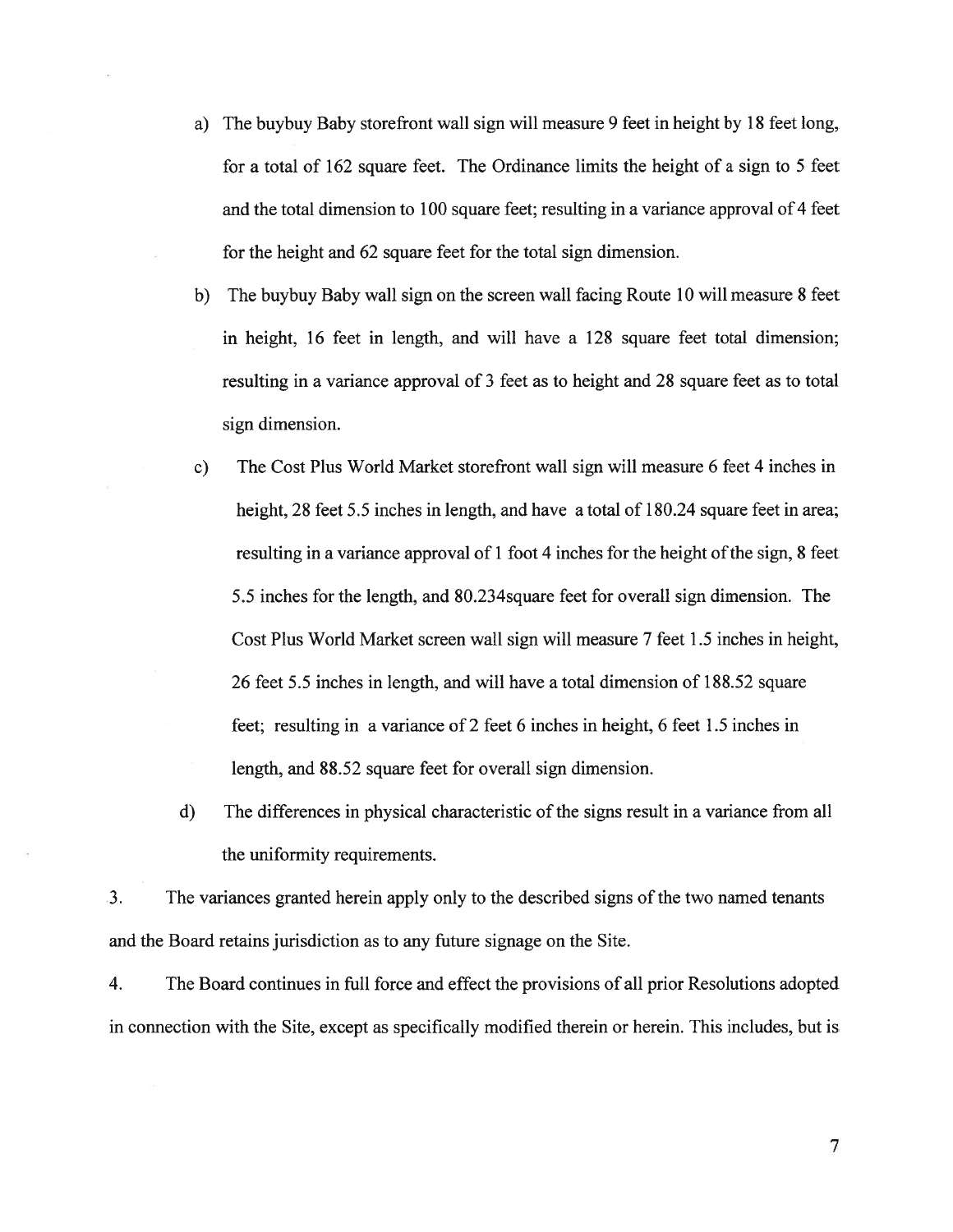a) The buybuy Baby storefront wall sign will measure 9 feet in height by 18 feet long, for a total of 162 square feet. The Ordinance limits the height of a sign to 5 feet and the total dimension to 100 square feet; resulting in a variance approval of 4 feet for the height and 62 square feet for the total sign dimension.

b) The buybuy Baby wall sign on the screen wall facing Route 10 will measure 8 feet in height, 16 feet in length, and will have a 128 square feet total dimension; resulting in a variance approval of 3 feet as to height and 28 square feet as to total sign dimension.

c) The Cost Plus World Market storefront wall sign will measure 6 feet 4 inches in height, 28 feet 5.5 inches in length, and have a total of 180.24 square feet in area; resulting in a variance approval of 1 foot 4 inches for the height of the sign, 8 feet 5.5 inches for the length, and 80.234square feet for overall sign dimension. The Cost Plus World Market screen wall sign will measure 7 feet 1.5 inches in height, 26 feet 5.5 inches in length, and will have a total dimension of 188.52 square feet; resulting in a variance of 2 feet 6 inches in height, 6 feet 1.5 inches in length, and 88.52 square feet for overall sign dimension.

d) The differences in physical characteristic of the signs result in a variance from all the uniformity requirements.

3. The variances granted herein apply only to the described signs of the two named tenants and the Board retains jurisdiction as to any future signage on the Site.

4. The Board continues in full force and effect the provisions of all prior Resolutions adopted in connection with the Site, except as specifically modified therein or herein. This includes, but is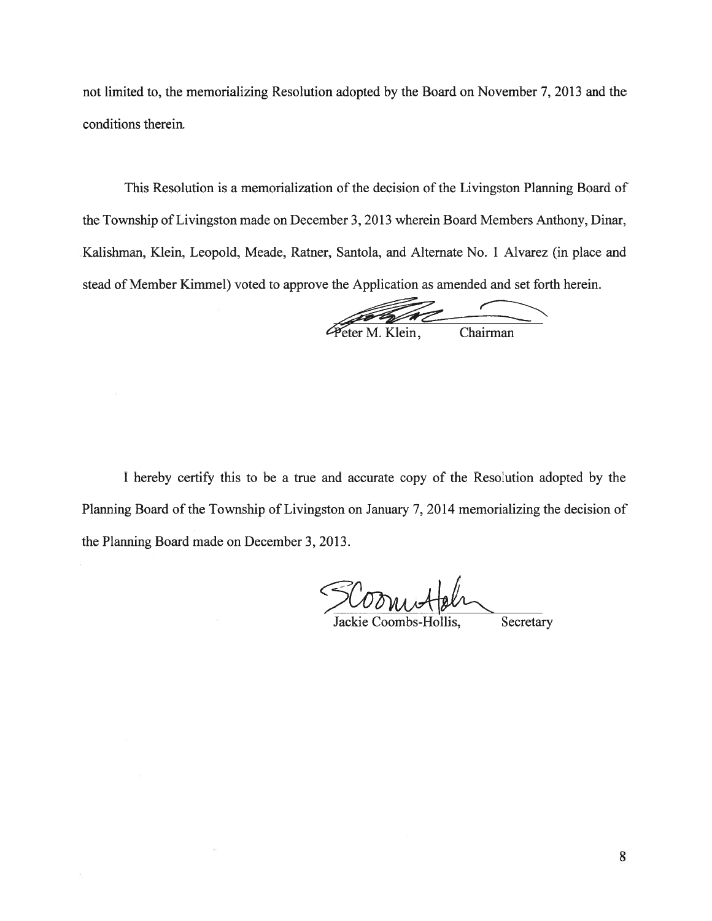not limited to, the memorializing Resolution adopted by the Board on November 7, 2013 and the conditions therein.

This Resolution is a memorialization of the decision of the Livingston Planning Board of the Township of Livingston made on December 3, 2013 wherein Board Members Anthony, Dinar, Kalishman, Klein, Leopold, Meade, Ratner, Santola, and Alternate No. 1 Alvarez (in place and stead of Member Kimmel) voted to approve the Application as amended and set forth herein.

Peter M. Klein, Chairman

I hereby certify this to be a true and accurate copy of the Resolution adopted by the Planning Board of the Township of Livingston on January 7, 2014 memorializing the decision of the Planning Board made on December 3, 2013.

Jackie Coombs-Hollis, Secretary